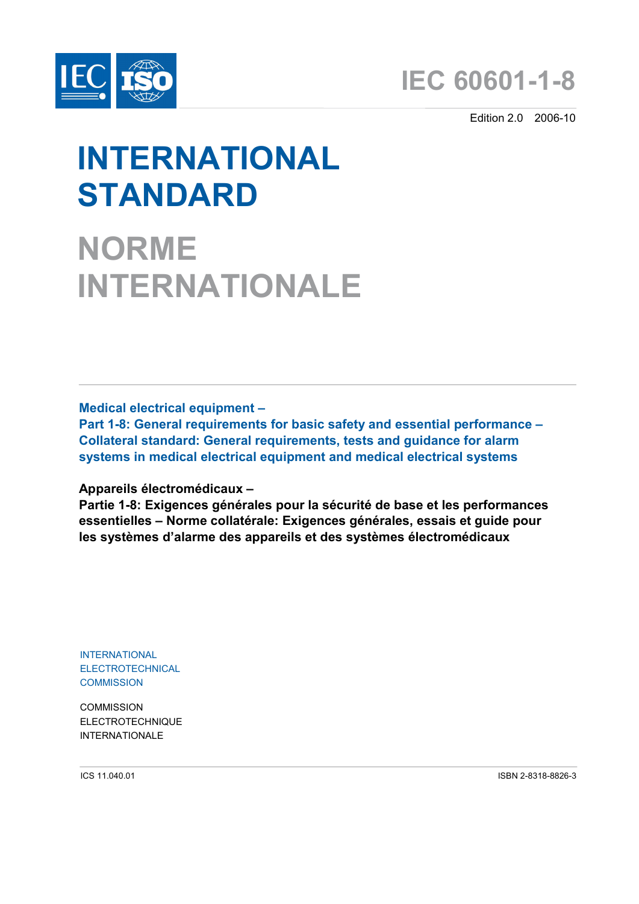# IEC 60601-1-8

Edition 2.0 2006-10

# INTERNATIONAL STANDARD

# NORME INTERNATIONALE

**Medical electrical equipment –**
**Part 1-8: General requirements for basic safety and essential performance – Collateral standard: General requirements, tests and guidance for alarm systems in medical electrical equipment and medical electrical systems**

**Appareils électromédicaux –**
**Partie 1-8: Exigences générales pour la sécurité de base et les performances essentielles – Norme collatérale: Exigences générales, essais et guide pour les systèmes d'alarme des appareils et des systèmes électromédicaux**

INTERNATIONAL
ELECTROTECHNICAL
COMMISSION

COMMISSION
ELECTROTECHNIQUE
INTERNATIONALE

ICS 11.040.01

ISBN 2-8318-8826-3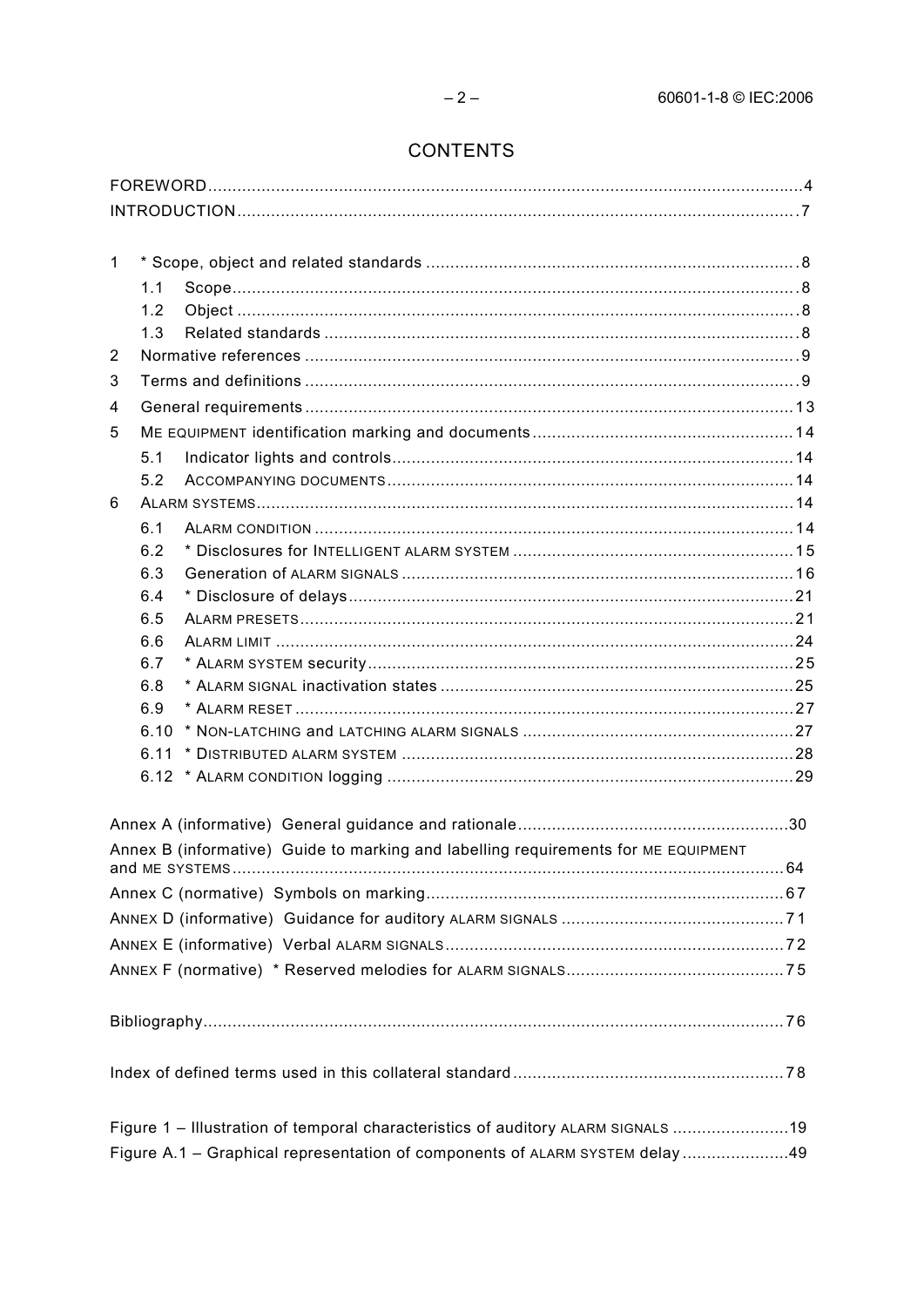# CONTENTS

FOREWORD .......................................................... 4

INTRODUCTION .......................................................... 7

1 * Scope, object and related standards .......................................................... 8

1.1 Scope .......................................................... 8

1.2 Object .......................................................... 8

1.3 Related standards .......................................................... 8

2 Normative references .......................................................... 9

3 Terms and definitions .......................................................... 9

4 General requirements .......................................................... 13

5 ME EQUIPMENT identification marking and documents .......................................................... 14

5.1 Indicator lights and controls .......................................................... 14

5.2 ACCOMPANYING DOCUMENTS .......................................................... 14

6 ALARM SYSTEMS .......................................................... 14

6.1 ALARM CONDITION .......................................................... 14

6.2 * Disclosures for INTELLIGENT ALARM SYSTEM .......................................................... 15

6.3 Generation of ALARM SIGNALS .......................................................... 16

6.4 * Disclosure of delays .......................................................... 21

6.5 ALARM PRESETS .......................................................... 21

6.6 ALARM LIMIT .......................................................... 24

6.7 * ALARM SYSTEM security .......................................................... 25

6.8 * ALARM SIGNAL inactivation states .......................................................... 25

6.9 * ALARM RESET .......................................................... 27

6.10 * NON-LATCHING and LATCHING ALARM SIGNALS .......................................................... 27

6.11 * DISTRIBUTED ALARM SYSTEM .......................................................... 28

6.12 * ALARM CONDITION logging .......................................................... 29

Annex A (informative) General guidance and rationale .......................................................... 30

Annex B (informative) Guide to marking and labelling requirements for ME EQUIPMENT and ME SYSTEMS .......................................................... 64

Annex C (normative) Symbols on marking .......................................................... 67

ANNEX D (informative) Guidance for auditory ALARM SIGNALS .......................................................... 71

ANNEX E (informative) Verbal ALARM SIGNALS .......................................................... 72

ANNEX F (normative) * Reserved melodies for ALARM SIGNALS .......................................................... 75

Bibliography .......................................................... 76

Index of defined terms used in this collateral standard .......................................................... 78

Figure 1 – Illustration of temporal characteristics of auditory ALARM SIGNALS .......................................................... 19

Figure A.1 – Graphical representation of components of ALARM SYSTEM delay .......................................................... 49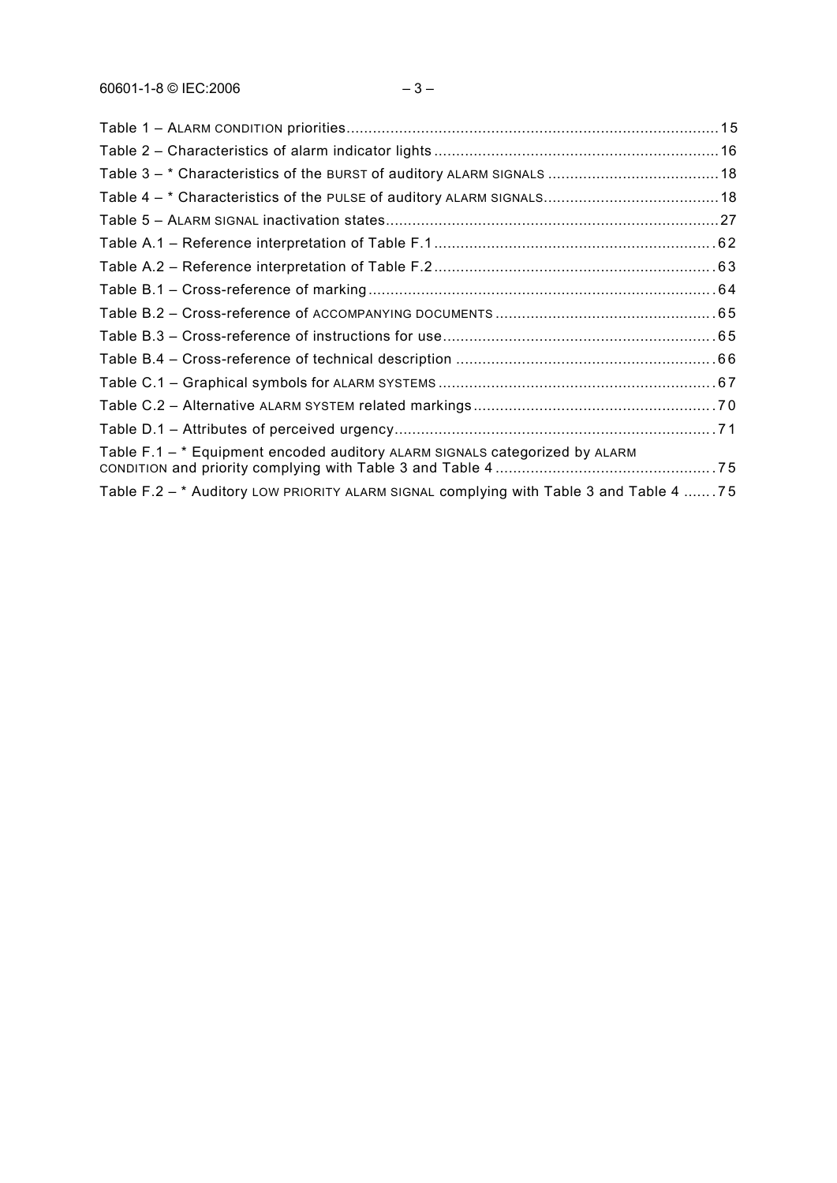Table 1 – ALARM CONDITION priorities....................................................................................15

Table 2 – Characteristics of alarm indicator lights ..................................................................16

Table 3 – * Characteristics of the BURST of auditory ALARM SIGNALS .......................................18

Table 4 – * Characteristics of the PULSE of auditory ALARM SIGNALS........................................18

Table 5 – ALARM SIGNAL inactivation states............................................................................27

Table A.1 – Reference interpretation of Table F.1 ...............................................................62

Table A.2 – Reference interpretation of Table F.2 ...............................................................63

Table B.1 – Cross-reference of marking ..............................................................................64

Table B.2 – Cross-reference of ACCOMPANYING DOCUMENTS ..................................................65

Table B.3 – Cross-reference of instructions for use.............................................................65

Table B.4 – Cross-reference of technical description ..........................................................66

Table C.1 – Graphical symbols for ALARM SYSTEMS ...............................................................67

Table C.2 – Alternative ALARM SYSTEM related markings......................................................70

Table D.1 – Attributes of perceived urgency........................................................................71

Table F.1 – * Equipment encoded auditory ALARM SIGNALS categorized by ALARM CONDITION and priority complying with Table 3 and Table 4 ..................................................75

Table F.2 – * Auditory LOW PRIORITY ALARM SIGNAL complying with Table 3 and Table 4 .......75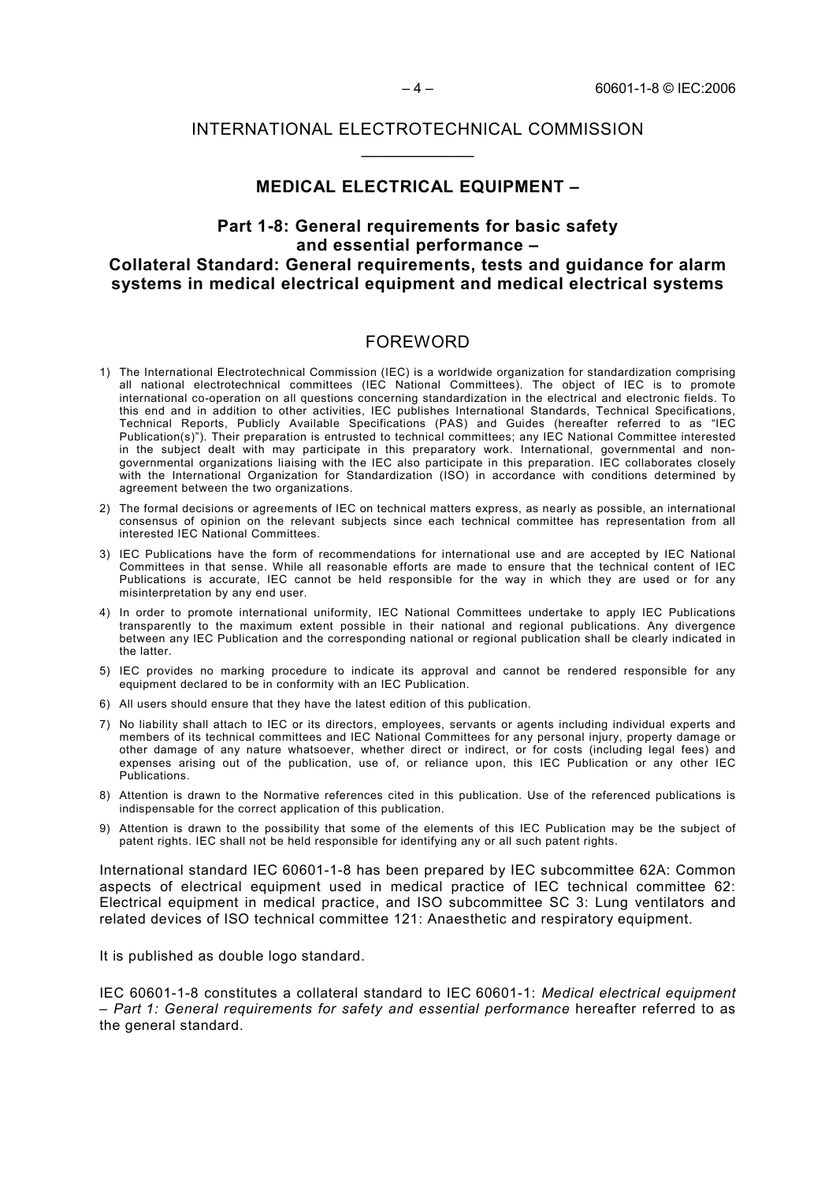# INTERNATIONAL ELECTROTECHNICAL COMMISSION

## MEDICAL ELECTRICAL EQUIPMENT –

## Part 1-8: General requirements for basic safety and essential performance – Collateral Standard: General requirements, tests and guidance for alarm systems in medical electrical equipment and medical electrical systems

## FOREWORD

1) The International Electrotechnical Commission (IEC) is a worldwide organization for standardization comprising all national electrotechnical committees (IEC National Committees). The object of IEC is to promote international co-operation on all questions concerning standardization in the electrical and electronic fields. To this end and in addition to other activities, IEC publishes International Standards, Technical Specifications, Technical Reports, Publicly Available Specifications (PAS) and Guides (hereafter referred to as "IEC Publication(s)"). Their preparation is entrusted to technical committees; any IEC National Committee interested in the subject dealt with may participate in this preparatory work. International, governmental and non-governmental organizations liaising with the IEC also participate in this preparation. IEC collaborates closely with the International Organization for Standardization (ISO) in accordance with conditions determined by agreement between the two organizations.
2) The formal decisions or agreements of IEC on technical matters express, as nearly as possible, an international consensus of opinion on the relevant subjects since each technical committee has representation from all interested IEC National Committees.
3) IEC Publications have the form of recommendations for international use and are accepted by IEC National Committees in that sense. While all reasonable efforts are made to ensure that the technical content of IEC Publications is accurate, IEC cannot be held responsible for the way in which they are used or for any misinterpretation by any end user.
4) In order to promote international uniformity, IEC National Committees undertake to apply IEC Publications transparently to the maximum extent possible in their national and regional publications. Any divergence between any IEC Publication and the corresponding national or regional publication shall be clearly indicated in the latter.
5) IEC provides no marking procedure to indicate its approval and cannot be rendered responsible for any equipment declared to be in conformity with an IEC Publication.
6) All users should ensure that they have the latest edition of this publication.
7) No liability shall attach to IEC or its directors, employees, servants or agents including individual experts and members of its technical committees and IEC National Committees for any personal injury, property damage or other damage of any nature whatsoever, whether direct or indirect, or for costs (including legal fees) and expenses arising out of the publication, use of, or reliance upon, this IEC Publication or any other IEC Publications.
8) Attention is drawn to the Normative references cited in this publication. Use of the referenced publications is indispensable for the correct application of this publication.
9) Attention is drawn to the possibility that some of the elements of this IEC Publication may be the subject of patent rights. IEC shall not be held responsible for identifying any or all such patent rights.

International standard IEC 60601-1-8 has been prepared by IEC subcommittee 62A: Common aspects of electrical equipment used in medical practice of IEC technical committee 62: Electrical equipment in medical practice, and ISO subcommittee SC 3: Lung ventilators and related devices of ISO technical committee 121: Anaesthetic and respiratory equipment.

It is published as double logo standard.

IEC 60601-1-8 constitutes a collateral standard to IEC 60601-1: *Medical electrical equipment – Part 1: General requirements for safety and essential performance* hereafter referred to as the general standard.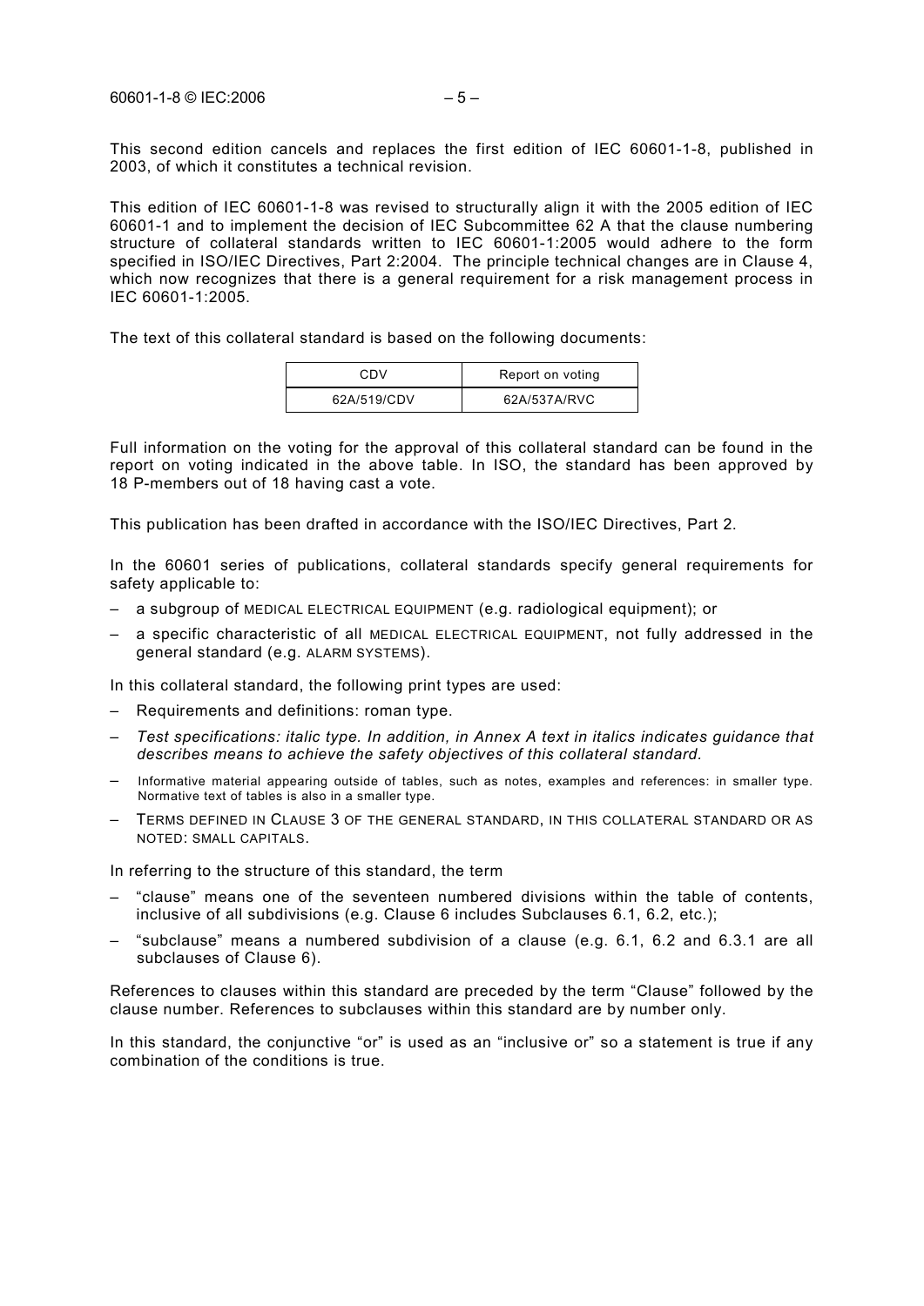This second edition cancels and replaces the first edition of IEC 60601-1-8, published in 2003, of which it constitutes a technical revision.

This edition of IEC 60601-1-8 was revised to structurally align it with the 2005 edition of IEC 60601-1 and to implement the decision of IEC Subcommittee 62 A that the clause numbering structure of collateral standards written to IEC 60601-1:2005 would adhere to the form specified in ISO/IEC Directives, Part 2:2004. The principle technical changes are in Clause 4, which now recognizes that there is a general requirement for a risk management process in IEC 60601-1:2005.

The text of this collateral standard is based on the following documents:

| CDV | Report on voting |
|---|---|
| 62A/519/CDV | 62A/537A/RVC |

Full information on the voting for the approval of this collateral standard can be found in the report on voting indicated in the above table. In ISO, the standard has been approved by 18 P-members out of 18 having cast a vote.

This publication has been drafted in accordance with the ISO/IEC Directives, Part 2.

In the 60601 series of publications, collateral standards specify general requirements for safety applicable to:

- a subgroup of MEDICAL ELECTRICAL EQUIPMENT (e.g. radiological equipment); or
- a specific characteristic of all MEDICAL ELECTRICAL EQUIPMENT, not fully addressed in the general standard (e.g. ALARM SYSTEMS).

In this collateral standard, the following print types are used:

- Requirements and definitions: roman type.
- *Test specifications: italic type. In addition, in Annex A text in italics indicates guidance that describes means to achieve the safety objectives of this collateral standard.*
- Informative material appearing outside of tables, such as notes, examples and references: in smaller type. Normative text of tables is also in a smaller type.
- TERMS DEFINED IN CLAUSE 3 OF THE GENERAL STANDARD, IN THIS COLLATERAL STANDARD OR AS NOTED: SMALL CAPITALS.

In referring to the structure of this standard, the term

- "clause" means one of the seventeen numbered divisions within the table of contents, inclusive of all subdivisions (e.g. Clause 6 includes Subclauses 6.1, 6.2, etc.);
- "subclause" means a numbered subdivision of a clause (e.g. 6.1, 6.2 and 6.3.1 are all subclauses of Clause 6).

References to clauses within this standard are preceded by the term "Clause" followed by the clause number. References to subclauses within this standard are by number only.

In this standard, the conjunctive "or" is used as an "inclusive or" so a statement is true if any combination of the conditions is true.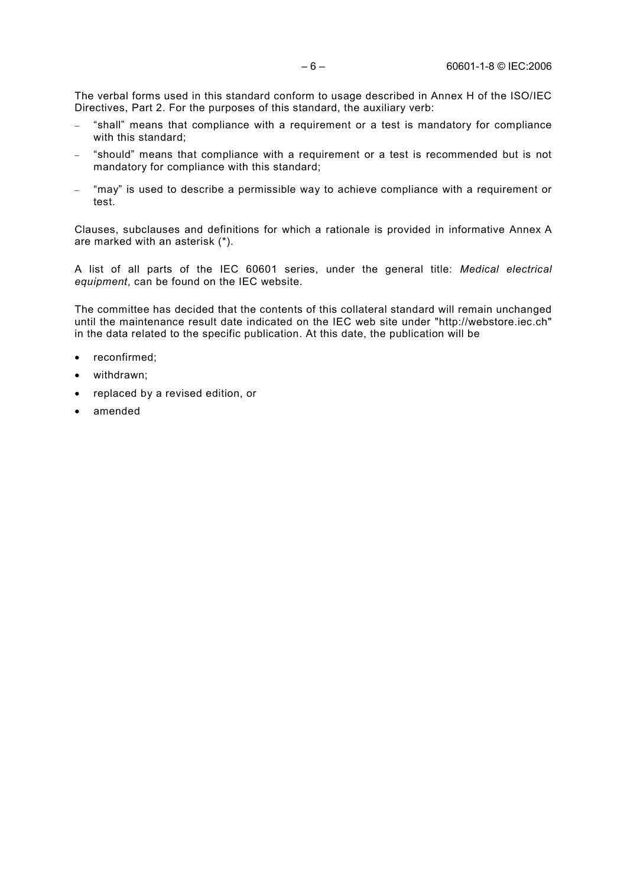The verbal forms used in this standard conform to usage described in Annex H of the ISO/IEC Directives, Part 2. For the purposes of this standard, the auxiliary verb:

- "shall" means that compliance with a requirement or a test is mandatory for compliance with this standard;
- "should" means that compliance with a requirement or a test is recommended but is not mandatory for compliance with this standard;
- "may" is used to describe a permissible way to achieve compliance with a requirement or test.

Clauses, subclauses and definitions for which a rationale is provided in informative Annex A are marked with an asterisk (*).

A list of all parts of the IEC 60601 series, under the general title: *Medical electrical equipment*, can be found on the IEC website.

The committee has decided that the contents of this collateral standard will remain unchanged until the maintenance result date indicated on the IEC web site under "http://webstore.iec.ch" in the data related to the specific publication. At this date, the publication will be

- reconfirmed;
- withdrawn;
- replaced by a revised edition, or
- amended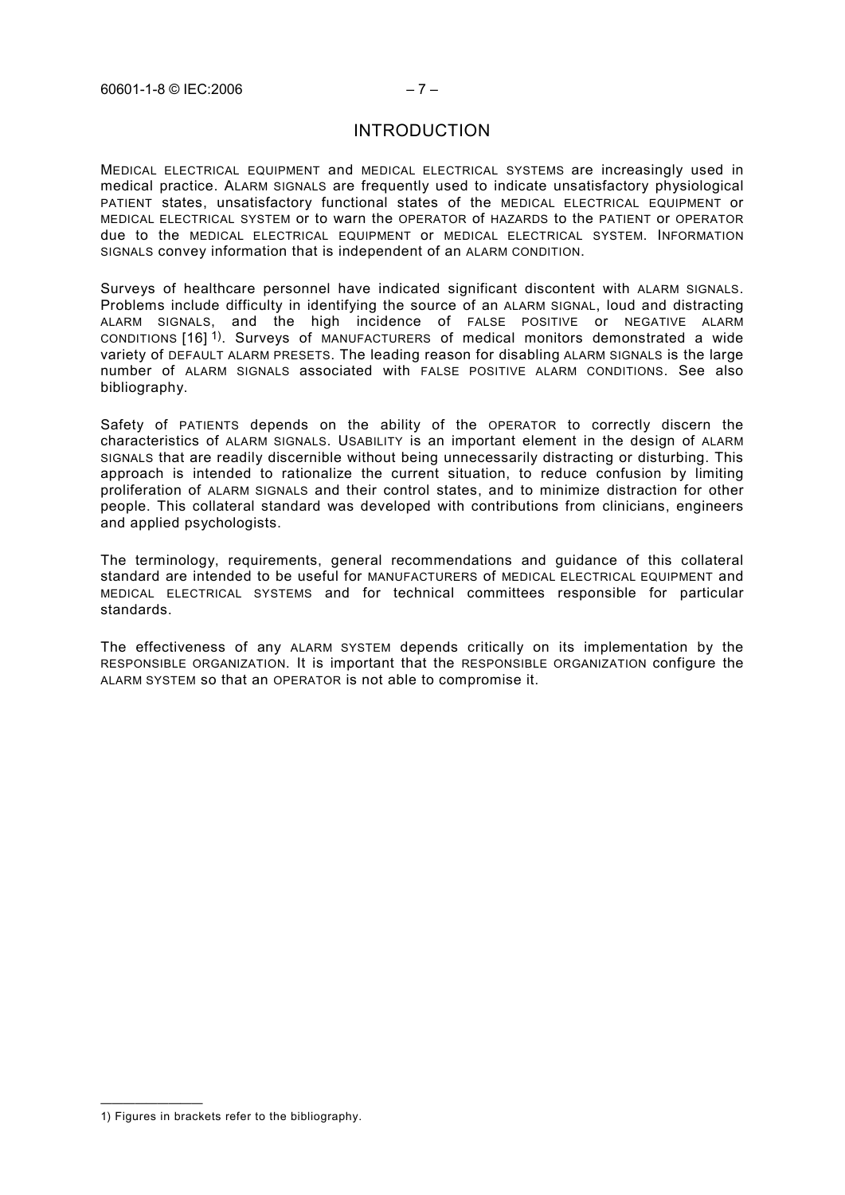# INTRODUCTION

MEDICAL ELECTRICAL EQUIPMENT and MEDICAL ELECTRICAL SYSTEMS are increasingly used in medical practice. ALARM SIGNALS are frequently used to indicate unsatisfactory physiological PATIENT states, unsatisfactory functional states of the MEDICAL ELECTRICAL EQUIPMENT or MEDICAL ELECTRICAL SYSTEM or to warn the OPERATOR of HAZARDS to the PATIENT or OPERATOR due to the MEDICAL ELECTRICAL EQUIPMENT or MEDICAL ELECTRICAL SYSTEM. INFORMATION SIGNALS convey information that is independent of an ALARM CONDITION.

Surveys of healthcare personnel have indicated significant discontent with ALARM SIGNALS. Problems include difficulty in identifying the source of an ALARM SIGNAL, loud and distracting ALARM SIGNALS, and the high incidence of FALSE POSITIVE or NEGATIVE ALARM CONDITIONS [16] [1]. Surveys of MANUFACTURERS of medical monitors demonstrated a wide variety of DEFAULT ALARM PRESETS. The leading reason for disabling ALARM SIGNALS is the large number of ALARM SIGNALS associated with FALSE POSITIVE ALARM CONDITIONS. See also bibliography.

Safety of PATIENTS depends on the ability of the OPERATOR to correctly discern the characteristics of ALARM SIGNALS. USABILITY is an important element in the design of ALARM SIGNALS that are readily discernible without being unnecessarily distracting or disturbing. This approach is intended to rationalize the current situation, to reduce confusion by limiting proliferation of ALARM SIGNALS and their control states, and to minimize distraction for other people. This collateral standard was developed with contributions from clinicians, engineers and applied psychologists.

The terminology, requirements, general recommendations and guidance of this collateral standard are intended to be useful for MANUFACTURERS of MEDICAL ELECTRICAL EQUIPMENT and MEDICAL ELECTRICAL SYSTEMS and for technical committees responsible for particular standards.

The effectiveness of any ALARM SYSTEM depends critically on its implementation by the RESPONSIBLE ORGANIZATION. It is important that the RESPONSIBLE ORGANIZATION configure the ALARM SYSTEM so that an OPERATOR is not able to compromise it.

---

1) Figures in brackets refer to the bibliography.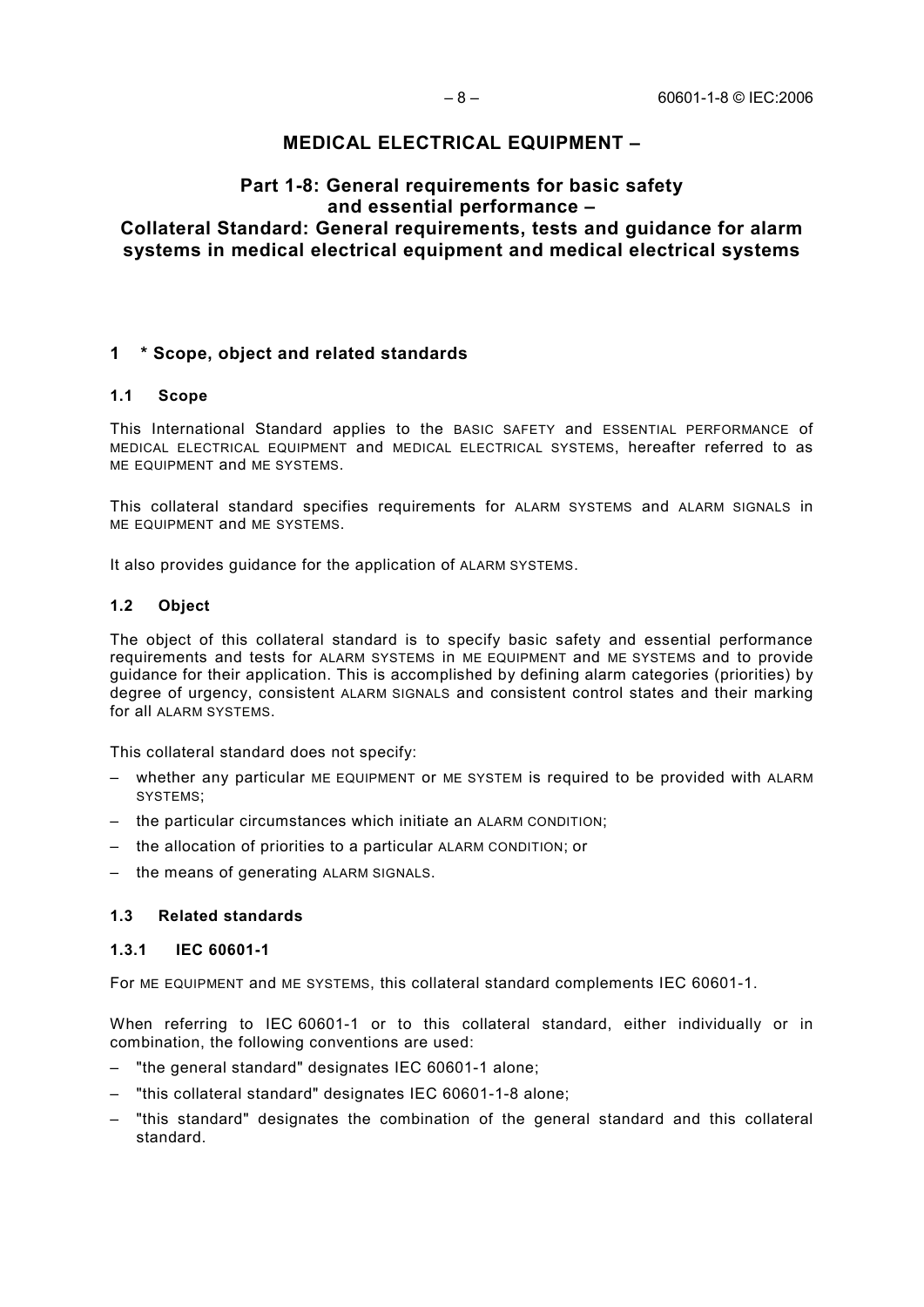# MEDICAL ELECTRICAL EQUIPMENT –

## Part 1-8: General requirements for basic safety and essential performance – Collateral Standard: General requirements, tests and guidance for alarm systems in medical electrical equipment and medical electrical systems

### 1 * Scope, object and related standards

#### 1.1 Scope

This International Standard applies to the BASIC SAFETY and ESSENTIAL PERFORMANCE of MEDICAL ELECTRICAL EQUIPMENT and MEDICAL ELECTRICAL SYSTEMS, hereafter referred to as ME EQUIPMENT and ME SYSTEMS.

This collateral standard specifies requirements for ALARM SYSTEMS and ALARM SIGNALS in ME EQUIPMENT and ME SYSTEMS.

It also provides guidance for the application of ALARM SYSTEMS.

#### 1.2 Object

The object of this collateral standard is to specify basic safety and essential performance requirements and tests for ALARM SYSTEMS in ME EQUIPMENT and ME SYSTEMS and to provide guidance for their application. This is accomplished by defining alarm categories (priorities) by degree of urgency, consistent ALARM SIGNALS and consistent control states and their marking for all ALARM SYSTEMS.

This collateral standard does not specify:

– whether any particular ME EQUIPMENT or ME SYSTEM is required to be provided with ALARM SYSTEMS;
– the particular circumstances which initiate an ALARM CONDITION;
– the allocation of priorities to a particular ALARM CONDITION; or
– the means of generating ALARM SIGNALS.

#### 1.3 Related standards

##### 1.3.1 IEC 60601-1

For ME EQUIPMENT and ME SYSTEMS, this collateral standard complements IEC 60601-1.

When referring to IEC 60601-1 or to this collateral standard, either individually or in combination, the following conventions are used:

– "the general standard" designates IEC 60601-1 alone;
– "this collateral standard" designates IEC 60601-1-8 alone;
– "this standard" designates the combination of the general standard and this collateral standard.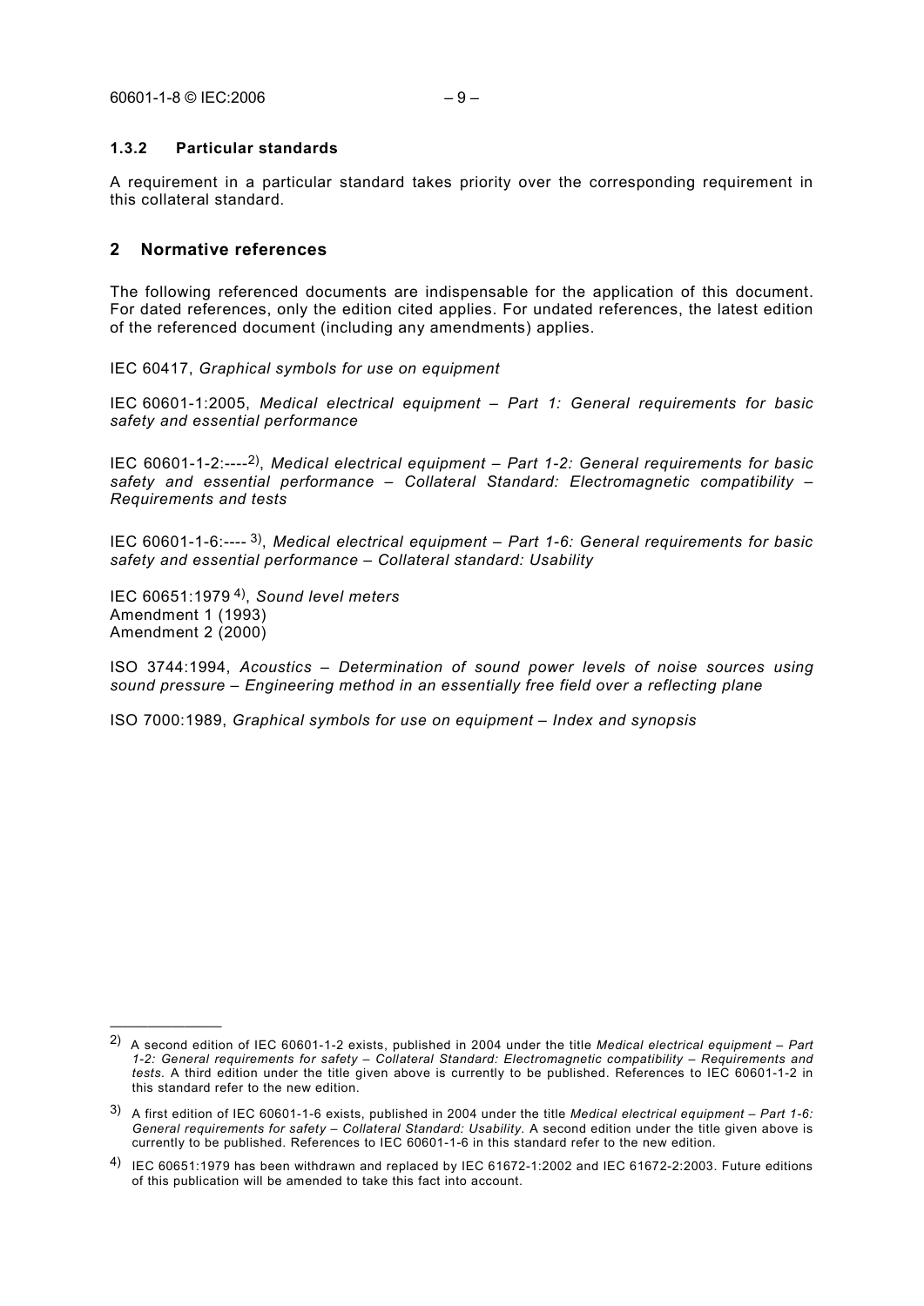### 1.3.2 Particular standards

A requirement in a particular standard takes priority over the corresponding requirement in this collateral standard.

## 2 Normative references

The following referenced documents are indispensable for the application of this document. For dated references, only the edition cited applies. For undated references, the latest edition of the referenced document (including any amendments) applies.

IEC 60417, *Graphical symbols for use on equipment*

IEC 60601-1:2005, *Medical electrical equipment – Part 1: General requirements for basic safety and essential performance*

IEC 60601-1-2:----[2], *Medical electrical equipment – Part 1-2: General requirements for basic safety and essential performance – Collateral Standard: Electromagnetic compatibility – Requirements and tests*

IEC 60601-1-6:---- [3], *Medical electrical equipment – Part 1-6: General requirements for basic safety and essential performance – Collateral standard: Usability*

IEC 60651:1979 [4], *Sound level meters*
Amendment 1 (1993)
Amendment 2 (2000)

ISO 3744:1994, *Acoustics – Determination of sound power levels of noise sources using sound pressure – Engineering method in an essentially free field over a reflecting plane*

ISO 7000:1989, *Graphical symbols for use on equipment – Index and synopsis*

---

[2] A second edition of IEC 60601-1-2 exists, published in 2004 under the title *Medical electrical equipment – Part 1-2: General requirements for safety – Collateral Standard: Electromagnetic compatibility – Requirements and tests*. A third edition under the title given above is currently to be published. References to IEC 60601-1-2 in this standard refer to the new edition.

[3] A first edition of IEC 60601-1-6 exists, published in 2004 under the title *Medical electrical equipment – Part 1-6: General requirements for safety – Collateral Standard: Usability*. A second edition under the title given above is currently to be published. References to IEC 60601-1-6 in this standard refer to the new edition.

[4] IEC 60651:1979 has been withdrawn and replaced by IEC 61672-1:2002 and IEC 61672-2:2003. Future editions of this publication will be amended to take this fact into account.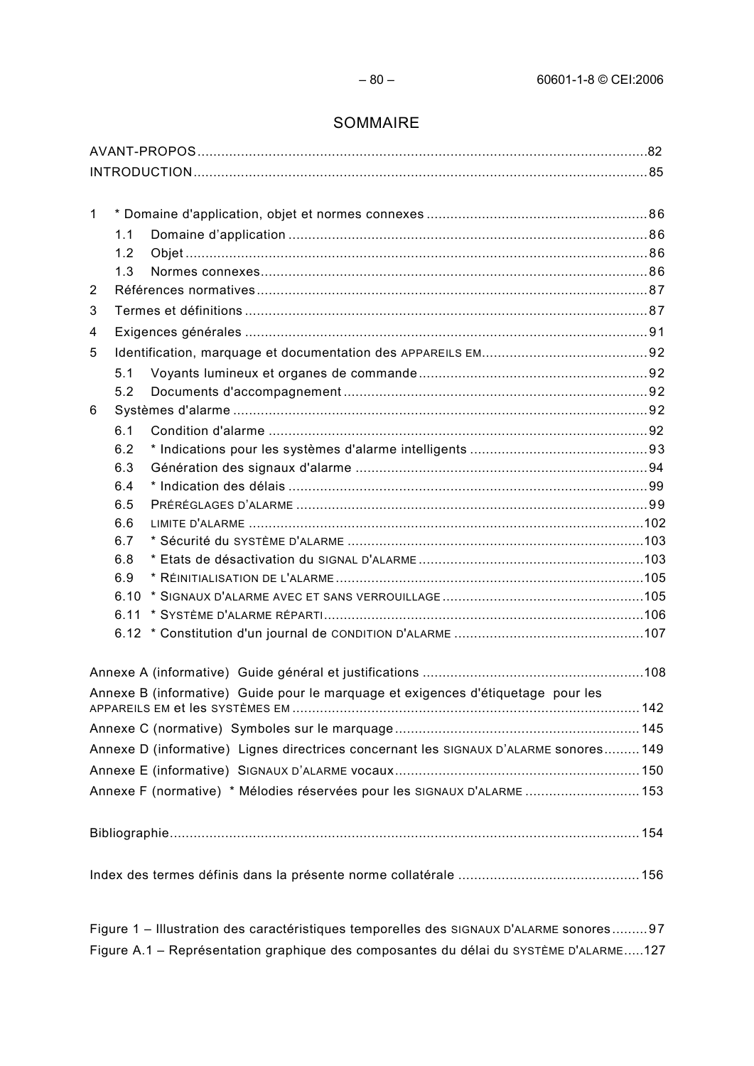# SOMMAIRE

AVANT-PROPOS .......... 82
INTRODUCTION .......... 85

1 * Domaine d'application, objet et normes connexes .......... 86
  1.1 Domaine d'application .......... 86
  1.2 Objet .......... 86
  1.3 Normes connexes .......... 86
2 Références normatives .......... 87
3 Termes et définitions .......... 87
4 Exigences générales .......... 91
5 Identification, marquage et documentation des APPAREILS EM .......... 92
  5.1 Voyants lumineux et organes de commande .......... 92
  5.2 Documents d'accompagnement .......... 92
6 Systèmes d'alarme .......... 92
  6.1 Condition d'alarme .......... 92
  6.2 * Indications pour les systèmes d'alarme intelligents .......... 93
  6.3 Génération des signaux d'alarme .......... 94
  6.4 * Indication des délais .......... 99
  6.5 PRÉRÉGLAGES D'ALARME .......... 99
  6.6 LIMITE D'ALARME .......... 102
  6.7 * Sécurité du SYSTÈME D'ALARME .......... 103
  6.8 * Etats de désactivation du SIGNAL D'ALARME .......... 103
  6.9 * RÉINITIALISATION DE L'ALARME .......... 105
  6.10 * SIGNAUX D'ALARME AVEC ET SANS VERROUILLAGE .......... 105
  6.11 * SYSTÈME D'ALARME RÉPARTI .......... 106
  6.12 * Constitution d'un journal de CONDITION D'ALARME .......... 107

Annexe A (informative) Guide général et justifications .......... 108
Annexe B (informative) Guide pour le marquage et exigences d'étiquetage pour les APPAREILS EM et les SYSTÈMES EM .......... 142
Annexe C (normative) Symboles sur le marquage .......... 145
Annexe D (informative) Lignes directrices concernant les SIGNAUX D'ALARME sonores .......... 149
Annexe E (informative) SIGNAUX D'ALARME vocaux .......... 150
Annexe F (normative) * Mélodies réservées pour les SIGNAUX D'ALARME .......... 153

Bibliographie .......... 154

Index des termes définis dans la présente norme collatérale .......... 156

Figure 1 – Illustration des caractéristiques temporelles des SIGNAUX D'ALARME sonores .......... 97
Figure A.1 – Représentation graphique des composantes du délai du SYSTÈME D'ALARME .......... 127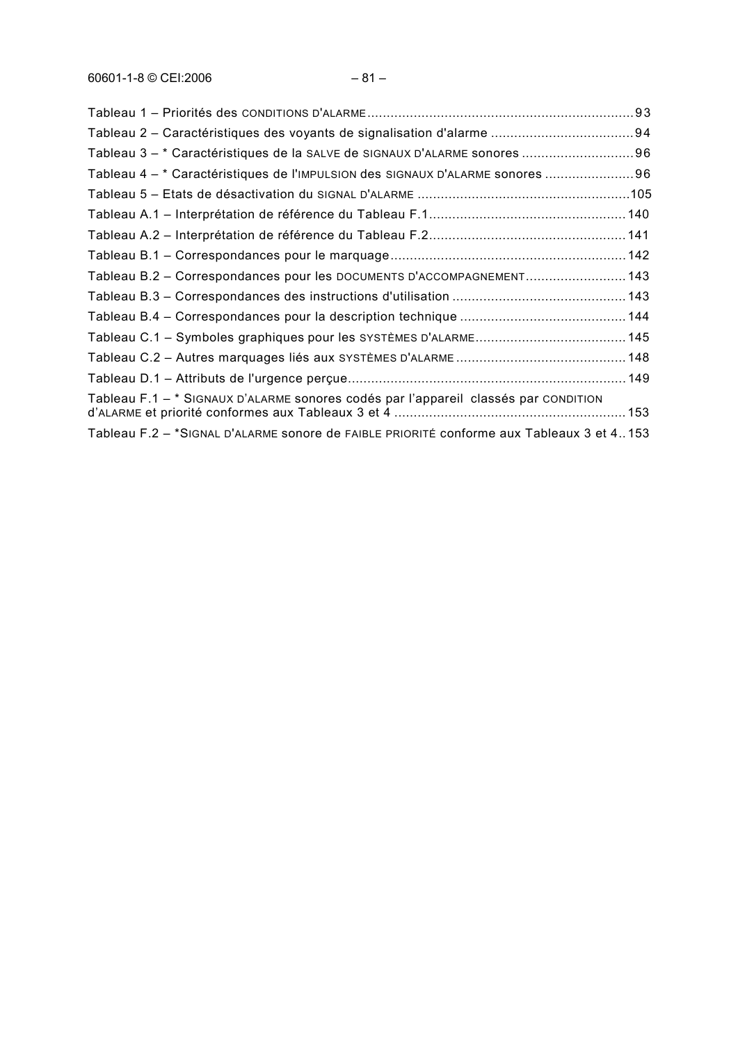Tableau 1 – Priorités des CONDITIONS D'ALARME ..................................................................... 93

Tableau 2 – Caractéristiques des voyants de signalisation d'alarme ..................................... 94

Tableau 3 – * Caractéristiques de la SALVE de SIGNAUX D'ALARME sonores ............................ 96

Tableau 4 – * Caractéristiques de l'IMPULSION des SIGNAUX D'ALARME sonores ....................... 96

Tableau 5 – Etats de désactivation du SIGNAL D'ALARME ....................................................... 105

Tableau A.1 – Interprétation de référence du Tableau F.1.................................................... 140

Tableau A.2 – Interprétation de référence du Tableau F.2.................................................... 141

Tableau B.1 – Correspondances pour le marquage............................................................. 142

Tableau B.2 – Correspondances pour les DOCUMENTS D'ACCOMPAGNEMENT.......................... 143

Tableau B.3 – Correspondances des instructions d'utilisation ............................................ 143

Tableau B.4 – Correspondances pour la description technique .......................................... 144

Tableau C.1 – Symboles graphiques pour les SYSTÈMES D'ALARME....................................... 145

Tableau C.2 – Autres marquages liés aux SYSTÈMES D'ALARME ........................................... 148

Tableau D.1 – Attributs de l'urgence perçue....................................................................... 149

Tableau F.1 – * SIGNAUX D'ALARME sonores codés par l'appareil classés par CONDITION D'ALARME et priorité conformes aux Tableaux 3 et 4 ............................................................ 153

Tableau F.2 – *SIGNAL D'ALARME sonore de FAIBLE PRIORITÉ conforme aux Tableaux 3 et 4.. 153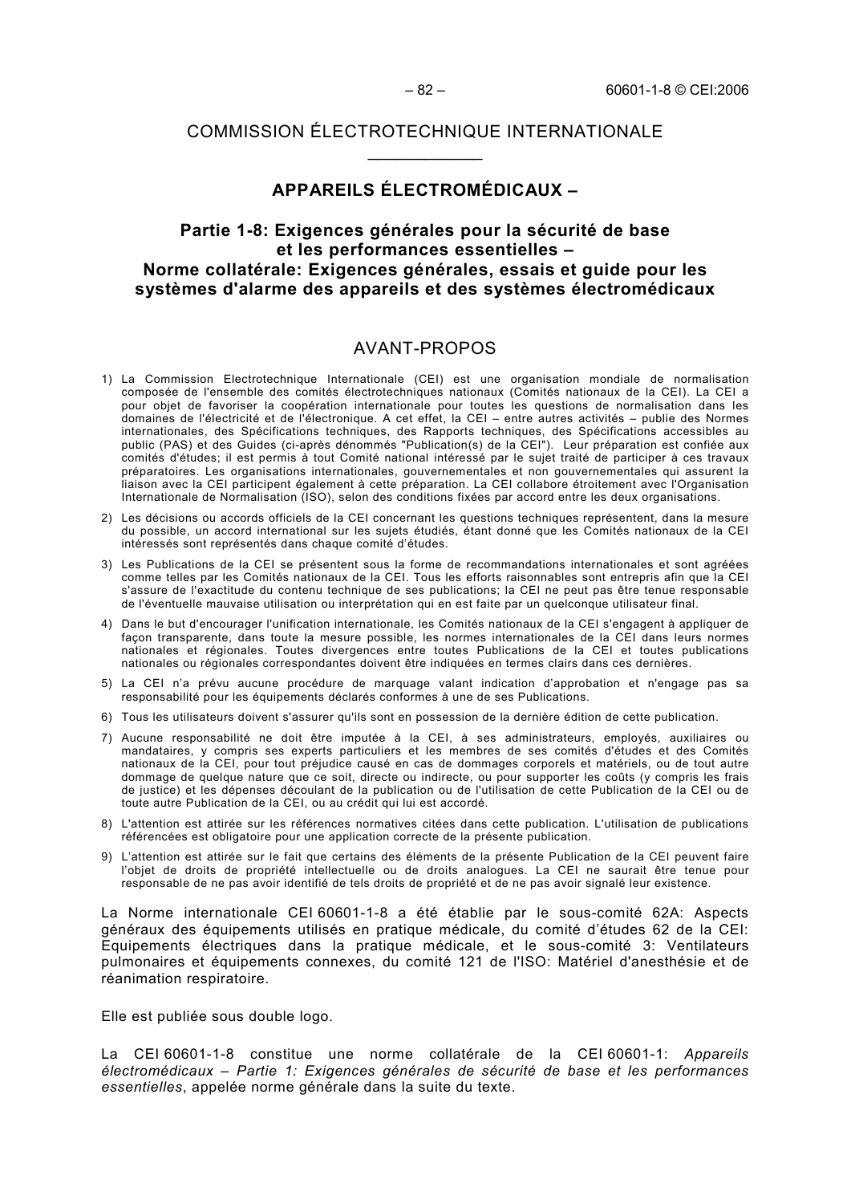COMMISSION ÉLECTROTECHNIQUE INTERNATIONALE

____________

# APPAREILS ÉLECTROMÉDICAUX –

## Partie 1-8: Exigences générales pour la sécurité de base et les performances essentielles – Norme collatérale: Exigences générales, essais et guide pour les systèmes d'alarme des appareils et des systèmes électromédicaux

## AVANT-PROPOS

1) La Commission Electrotechnique Internationale (CEI) est une organisation mondiale de normalisation composée de l'ensemble des comités électrotechniques nationaux (Comités nationaux de la CEI). La CEI a pour objet de favoriser la coopération internationale pour toutes les questions de normalisation dans les domaines de l'électricité et de l'électronique. A cet effet, la CEI – entre autres activités – publie des Normes internationales, des Spécifications techniques, des Rapports techniques, des Spécifications accessibles au public (PAS) et des Guides (ci-après dénommés "Publication(s) de la CEI"). Leur préparation est confiée aux comités d'études; il est permis à tout Comité national intéressé par le sujet traité de participer à ces travaux préparatoires. Les organisations internationales, gouvernementales et non gouvernementales qui assurent la liaison avec la CEI participent également à cette préparation. La CEI collabore étroitement avec l'Organisation Internationale de Normalisation (ISO), selon des conditions fixées par accord entre les deux organisations.

2) Les décisions ou accords officiels de la CEI concernant les questions techniques représentent, dans la mesure du possible, un accord international sur les sujets étudiés, étant donné que les Comités nationaux de la CEI intéressés sont représentés dans chaque comité d'études.

3) Les Publications de la CEI se présentent sous la forme de recommandations internationales et sont agréées comme telles par les Comités nationaux de la CEI. Tous les efforts raisonnables sont entrepris afin que la CEI s'assure de l'exactitude du contenu technique de ses publications; la CEI ne peut pas être tenue responsable de l'éventuelle mauvaise utilisation ou interprétation qui en est faite par un quelconque utilisateur final.

4) Dans le but d'encourager l'unification internationale, les Comités nationaux de la CEI s'engagent à appliquer de façon transparente, dans toute la mesure possible, les normes internationales de la CEI dans leurs normes nationales et régionales. Toutes divergences entre toutes Publications de la CEI et toutes publications nationales ou régionales correspondantes doivent être indiquées en termes clairs dans ces dernières.

5) La CEI n'a prévu aucune procédure de marquage valant indication d'approbation et n'engage pas sa responsabilité pour les équipements déclarés conformes à une de ses Publications.

6) Tous les utilisateurs doivent s'assurer qu'ils sont en possession de la dernière édition de cette publication.

7) Aucune responsabilité ne doit être imputée à la CEI, à ses administrateurs, employés, auxiliaires ou mandataires, y compris ses experts particuliers et les membres de ses comités d'études et des Comités nationaux de la CEI, pour tout préjudice causé en cas de dommages corporels et matériels, ou de tout autre dommage de quelque nature que ce soit, directe ou indirecte, ou pour supporter les coûts (y compris les frais de justice) et les dépenses découlant de la publication ou de l'utilisation de cette Publication de la CEI ou de toute autre Publication de la CEI, ou au crédit qui lui est accordé.

8) L'attention est attirée sur les références normatives citées dans cette publication. L'utilisation de publications référencées est obligatoire pour une application correcte de la présente publication.

9) L'attention est attirée sur le fait que certains des éléments de la présente Publication de la CEI peuvent faire l'objet de droits de propriété intellectuelle ou de droits analogues. La CEI ne saurait être tenue pour responsable de ne pas avoir identifié de tels droits de propriété et de ne pas avoir signalé leur existence.

La Norme internationale CEI 60601-1-8 a été établie par le sous-comité 62A: Aspects généraux des équipements utilisés en pratique médicale, du comité d'études 62 de la CEI: Equipements électriques dans la pratique médicale, et le sous-comité 3: Ventilateurs pulmonaires et équipements connexes, du comité 121 de l'ISO: Matériel d'anesthésie et de réanimation respiratoire.

Elle est publiée sous double logo.

La CEI 60601-1-8 constitue une norme collatérale de la CEI 60601-1: *Appareils électromédicaux – Partie 1: Exigences générales de sécurité de base et les performances essentielles*, appelée norme générale dans la suite du texte.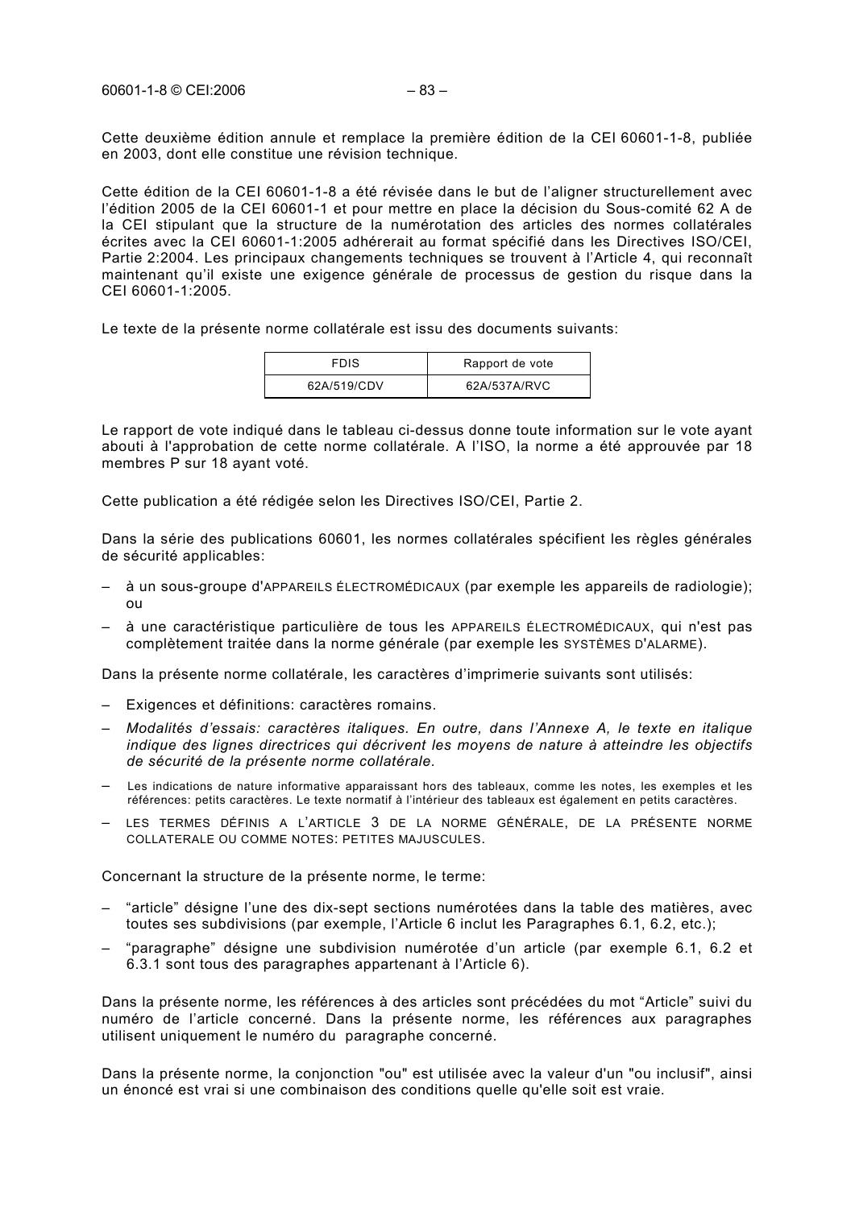Cette deuxième édition annule et remplace la première édition de la CEI 60601-1-8, publiée en 2003, dont elle constitue une révision technique.

Cette édition de la CEI 60601-1-8 a été révisée dans le but de l'aligner structurellement avec l'édition 2005 de la CEI 60601-1 et pour mettre en place la décision du Sous-comité 62 A de la CEI stipulant que la structure de la numérotation des articles des normes collatérales écrites avec la CEI 60601-1:2005 adhérerait au format spécifié dans les Directives ISO/CEI, Partie 2:2004. Les principaux changements techniques se trouvent à l'Article 4, qui reconnaît maintenant qu'il existe une exigence générale de processus de gestion du risque dans la CEI 60601-1:2005.

Le texte de la présente norme collatérale est issu des documents suivants:

| FDIS | Rapport de vote |
|---|---|
| 62A/519/CDV | 62A/537A/RVC |

Le rapport de vote indiqué dans le tableau ci-dessus donne toute information sur le vote ayant abouti à l'approbation de cette norme collatérale. A l'ISO, la norme a été approuvée par 18 membres P sur 18 ayant voté.

Cette publication a été rédigée selon les Directives ISO/CEI, Partie 2.

Dans la série des publications 60601, les normes collatérales spécifient les règles générales de sécurité applicables:

- à un sous-groupe d'APPAREILS ÉLECTROMÉDICAUX (par exemple les appareils de radiologie); ou
- à une caractéristique particulière de tous les APPAREILS ÉLECTROMÉDICAUX, qui n'est pas complètement traitée dans la norme générale (par exemple les SYSTÈMES D'ALARME).

Dans la présente norme collatérale, les caractères d'imprimerie suivants sont utilisés:

- Exigences et définitions: caractères romains.
- *Modalités d'essais: caractères italiques. En outre, dans l'Annexe A, le texte en italique indique des lignes directrices qui décrivent les moyens de nature à atteindre les objectifs de sécurité de la présente norme collatérale.*
- Les indications de nature informative apparaissant hors des tableaux, comme les notes, les exemples et les références: petits caractères. Le texte normatif à l'intérieur des tableaux est également en petits caractères.
- LES TERMES DÉFINIS A L'ARTICLE 3 DE LA NORME GÉNÉRALE, DE LA PRÉSENTE NORME COLLATERALE OU COMME NOTES: PETITES MAJUSCULES.

Concernant la structure de la présente norme, le terme:

- "article" désigne l'une des dix-sept sections numérotées dans la table des matières, avec toutes ses subdivisions (par exemple, l'Article 6 inclut les Paragraphes 6.1, 6.2, etc.);
- "paragraphe" désigne une subdivision numérotée d'un article (par exemple 6.1, 6.2 et 6.3.1 sont tous des paragraphes appartenant à l'Article 6).

Dans la présente norme, les références à des articles sont précédées du mot "Article" suivi du numéro de l'article concerné. Dans la présente norme, les références aux paragraphes utilisent uniquement le numéro du paragraphe concerné.

Dans la présente norme, la conjonction "ou" est utilisée avec la valeur d'un "ou inclusif", ainsi un énoncé est vrai si une combinaison des conditions quelle qu'elle soit est vraie.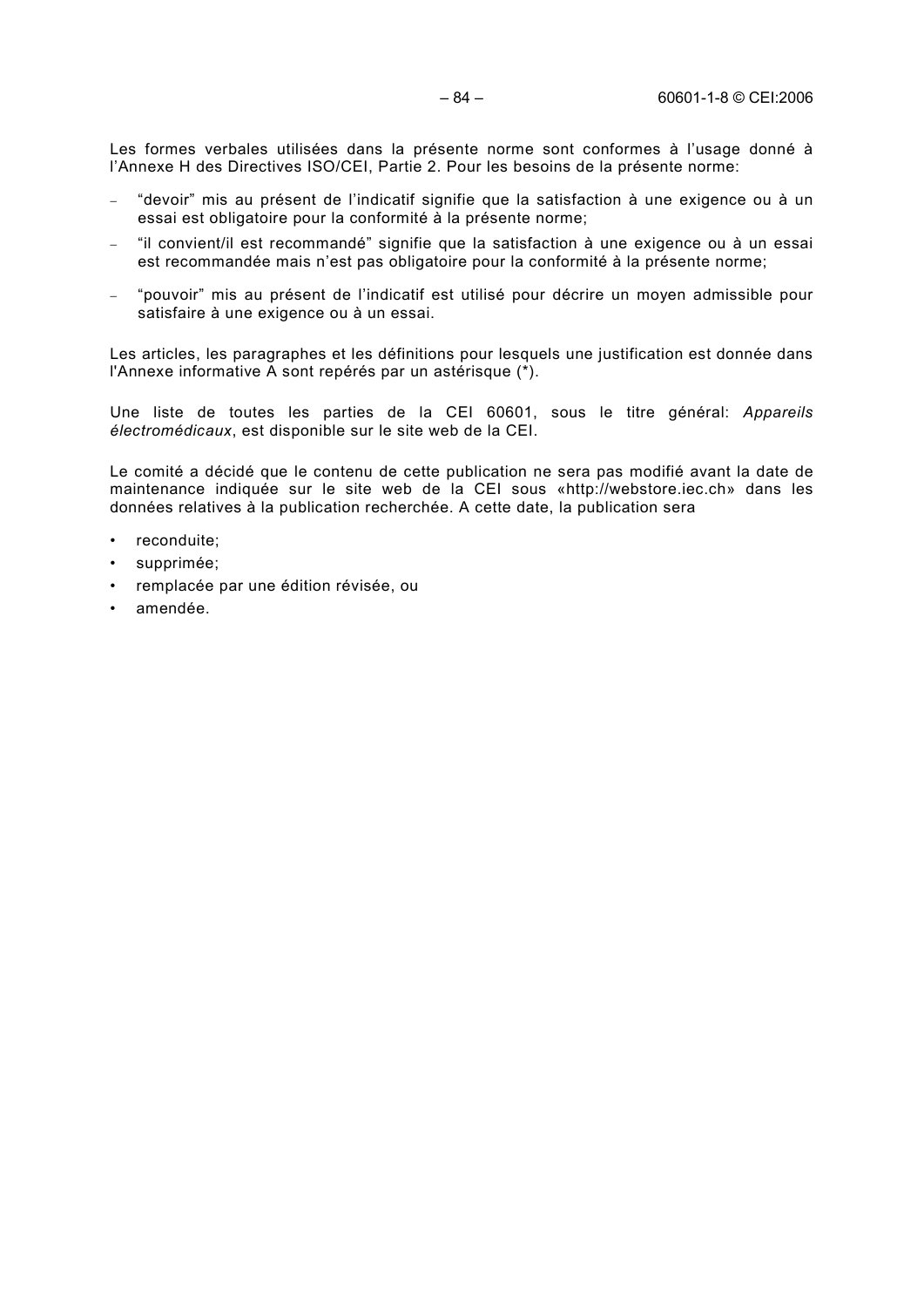Les formes verbales utilisées dans la présente norme sont conformes à l'usage donné à l'Annexe H des Directives ISO/CEI, Partie 2. Pour les besoins de la présente norme:

- "devoir" mis au présent de l'indicatif signifie que la satisfaction à une exigence ou à un essai est obligatoire pour la conformité à la présente norme;
- "il convient/il est recommandé" signifie que la satisfaction à une exigence ou à un essai est recommandée mais n'est pas obligatoire pour la conformité à la présente norme;
- "pouvoir" mis au présent de l'indicatif est utilisé pour décrire un moyen admissible pour satisfaire à une exigence ou à un essai.

Les articles, les paragraphes et les définitions pour lesquels une justification est donnée dans l'Annexe informative A sont repérés par un astérisque (*).

Une liste de toutes les parties de la CEI 60601, sous le titre général: *Appareils électromédicaux*, est disponible sur le site web de la CEI.

Le comité a décidé que le contenu de cette publication ne sera pas modifié avant la date de maintenance indiquée sur le site web de la CEI sous «http://webstore.iec.ch» dans les données relatives à la publication recherchée. A cette date, la publication sera

- reconduite;
- supprimée;
- remplacée par une édition révisée, ou
- amendée.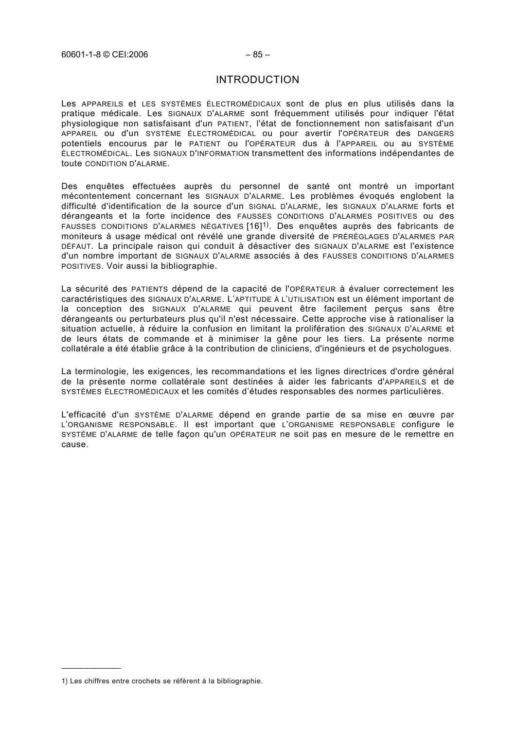# INTRODUCTION

Les APPAREILS et LES SYSTÈMES ÉLECTROMÉDICAUX sont de plus en plus utilisés dans la pratique médicale. Les SIGNAUX D'ALARME sont fréquemment utilisés pour indiquer l'état physiologique non satisfaisant d'un PATIENT, l'état de fonctionnement non satisfaisant d'un APPAREIL ou d'un SYSTÈME ÉLECTROMÉDICAL ou pour avertir l'OPÉRATEUR des DANGERS potentiels encourus par le PATIENT ou l'OPÉRATEUR dus à l'APPAREIL ou au SYSTÈME ÉLECTROMÉDICAL. Les SIGNAUX D'INFORMATION transmettent des informations indépendantes de toute CONDITION D'ALARME.

Des enquêtes effectuées auprès du personnel de santé ont montré un important mécontentement concernant les SIGNAUX D'ALARME. Les problèmes évoqués englobent la difficulté d'identification de la source d'un SIGNAL D'ALARME, les SIGNAUX D'ALARME forts et dérangeants et la forte incidence des FAUSSES CONDITIONS D'ALARMES POSITIVES ou des FAUSSES CONDITIONS D'ALARMES NÉGATIVES [16][1)]. Des enquêtes auprès des fabricants de moniteurs à usage médical ont révélé une grande diversité de PRÉRÉGLAGES D'ALARMES PAR DÉFAUT. La principale raison qui conduit à désactiver des SIGNAUX D'ALARME est l'existence d'un nombre important de SIGNAUX D'ALARME associés à des FAUSSES CONDITIONS D'ALARMES POSITIVES. Voir aussi la bibliographie.

La sécurité des PATIENTS dépend de la capacité de l'OPÉRATEUR à évaluer correctement les caractéristiques des SIGNAUX D'ALARME. L'APTITUDE À L'UTILISATION est un élément important de la conception des SIGNAUX D'ALARME qui peuvent être facilement perçus sans être dérangeants ou perturbateurs plus qu'il n'est nécessaire. Cette approche vise à rationaliser la situation actuelle, à réduire la confusion en limitant la prolifération des SIGNAUX D'ALARME et de leurs états de commande et à minimiser la gêne pour les tiers. La présente norme collatérale a été établie grâce à la contribution de cliniciens, d'ingénieurs et de psychologues.

La terminologie, les exigences, les recommandations et les lignes directrices d'ordre général de la présente norme collatérale sont destinées à aider les fabricants d'APPAREILS et de SYSTÈMES ÉLECTROMÉDICAUX et les comités d'études responsables des normes particulières.

L'efficacité d'un SYSTÈME D'ALARME dépend en grande partie de sa mise en œuvre par L'ORGANISME RESPONSABLE. Il est important que L'ORGANISME RESPONSABLE configure le SYSTÈME D'ALARME de telle façon qu'un OPÉRATEUR ne soit pas en mesure de le remettre en cause.

---

1) Les chiffres entre crochets se réfèrent à la bibliographie.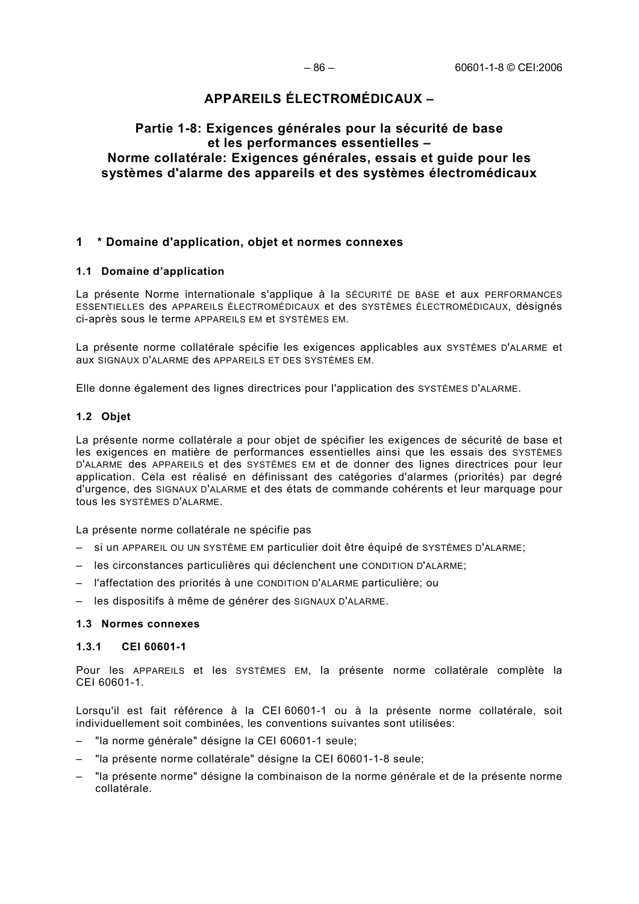# APPAREILS ÉLECTROMÉDICAUX –

## Partie 1-8: Exigences générales pour la sécurité de base et les performances essentielles – Norme collatérale: Exigences générales, essais et guide pour les systèmes d'alarme des appareils et des systèmes électromédicaux

### 1 * Domaine d'application, objet et normes connexes

#### 1.1 Domaine d'application

La présente Norme internationale s'applique à la SÉCURITÉ DE BASE et aux PERFORMANCES ESSENTIELLES des APPAREILS ÉLECTROMÉDICAUX et des SYSTÈMES ÉLECTROMÉDICAUX, désignés ci-après sous le terme APPAREILS EM et SYSTÈMES EM.

La présente norme collatérale spécifie les exigences applicables aux SYSTÈMES D'ALARME et aux SIGNAUX D'ALARME des APPAREILS ET DES SYSTÈMES EM.

Elle donne également des lignes directrices pour l'application des SYSTÈMES D'ALARME.

#### 1.2 Objet

La présente norme collatérale a pour objet de spécifier les exigences de sécurité de base et les exigences en matière de performances essentielles ainsi que les essais des SYSTÈMES D'ALARME des APPAREILS et des SYSTÈMES EM et de donner des lignes directrices pour leur application. Cela est réalisé en définissant des catégories d'alarmes (priorités) par degré d'urgence, des SIGNAUX D'ALARME et des états de commande cohérents et leur marquage pour tous les SYSTÈMES D'ALARME.

La présente norme collatérale ne spécifie pas

- si un APPAREIL OU UN SYSTÈME EM particulier doit être équipé de SYSTÈMES D'ALARME;
- les circonstances particulières qui déclenchent une CONDITION D'ALARME;
- l'affectation des priorités à une CONDITION D'ALARME particulière; ou
- les dispositifs à même de générer des SIGNAUX D'ALARME.

#### 1.3 Normes connexes

##### 1.3.1 CEI 60601-1

Pour les APPAREILS et les SYSTÈMES EM, la présente norme collatérale complète la CEI 60601-1.

Lorsqu'il est fait référence à la CEI 60601-1 ou à la présente norme collatérale, soit individuellement soit combinées, les conventions suivantes sont utilisées:

- "la norme générale" désigne la CEI 60601-1 seule;
- "la présente norme collatérale" désigne la CEI 60601-1-8 seule;
- "la présente norme" désigne la combinaison de la norme générale et de la présente norme collatérale.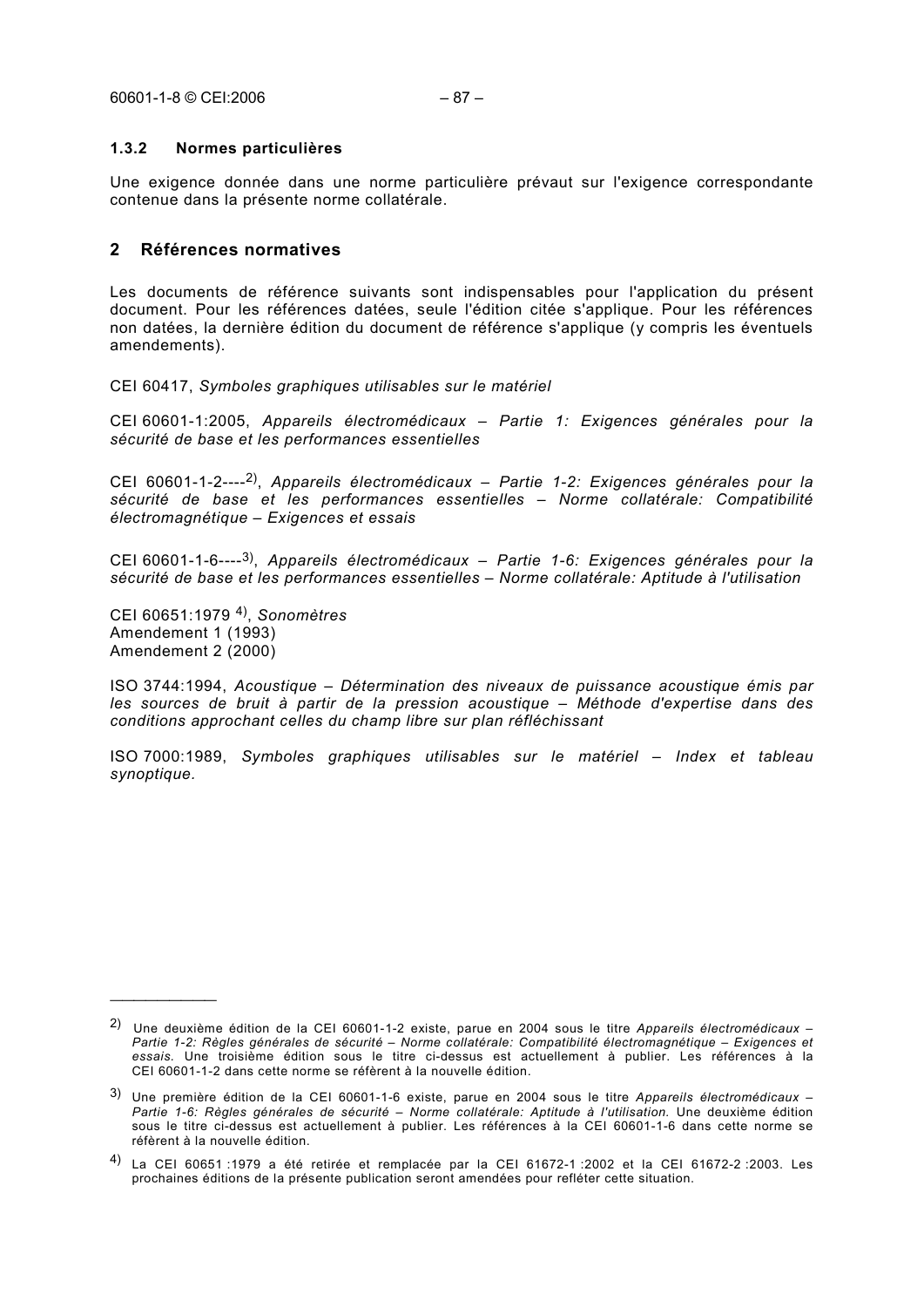### 1.3.2 Normes particulières

Une exigence donnée dans une norme particulière prévaut sur l'exigence correspondante contenue dans la présente norme collatérale.

## 2 Références normatives

Les documents de référence suivants sont indispensables pour l'application du présent document. Pour les références datées, seule l'édition citée s'applique. Pour les références non datées, la dernière édition du document de référence s'applique (y compris les éventuels amendements).

CEI 60417, *Symboles graphiques utilisables sur le matériel*

CEI 60601-1:2005, *Appareils électromédicaux – Partie 1: Exigences générales pour la sécurité de base et les performances essentielles*

CEI 60601-1-2----[2], *Appareils électromédicaux – Partie 1-2: Exigences générales pour la sécurité de base et les performances essentielles – Norme collatérale: Compatibilité électromagnétique – Exigences et essais*

CEI 60601-1-6----[3], *Appareils électromédicaux – Partie 1-6: Exigences générales pour la sécurité de base et les performances essentielles – Norme collatérale: Aptitude à l'utilisation*

CEI 60651:1979 [4], *Sonomètres*
Amendement 1 (1993)
Amendement 2 (2000)

ISO 3744:1994, *Acoustique – Détermination des niveaux de puissance acoustique émis par les sources de bruit à partir de la pression acoustique – Méthode d'expertise dans des conditions approchant celles du champ libre sur plan réfléchissant*

ISO 7000:1989, *Symboles graphiques utilisables sur le matériel – Index et tableau synoptique.*

---

[2] Une deuxième édition de la CEI 60601-1-2 existe, parue en 2004 sous le titre *Appareils électromédicaux – Partie 1-2: Règles générales de sécurité – Norme collatérale: Compatibilité électromagnétique – Exigences et essais.* Une troisième édition sous le titre ci-dessus est actuellement à publier. Les références à la CEI 60601-1-2 dans cette norme se réfèrent à la nouvelle édition.

[3] Une première édition de la CEI 60601-1-6 existe, parue en 2004 sous le titre *Appareils électromédicaux – Partie 1-6: Règles générales de sécurité – Norme collatérale: Aptitude à l'utilisation.* Une deuxième édition sous le titre ci-dessus est actuellement à publier. Les références à la CEI 60601-1-6 dans cette norme se réfèrent à la nouvelle édition.

[4] La CEI 60651 :1979 a été retirée et remplacée par la CEI 61672-1 :2002 et la CEI 61672-2 :2003. Les prochaines éditions de la présente publication seront amendées pour refléter cette situation.